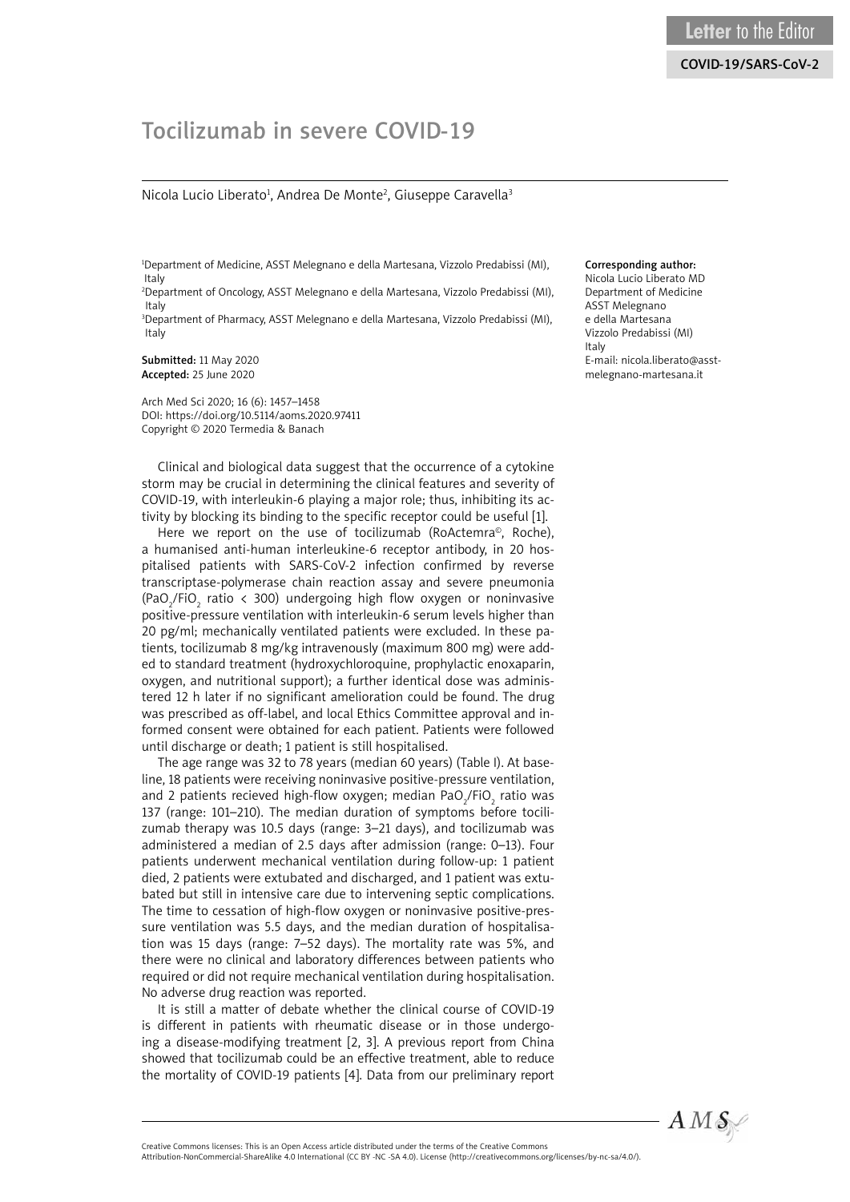Letter to the Editor

COVID-19/SARS-CoV-2

# Tocilizumab in severe COVID-19

Nicola Lucio Liberato[1], Andrea De Monte[2], Giuseppe Caravella[3]

[1]Department of Medicine, ASST Melegnano e della Martesana, Vizzolo Predabissi (MI), Italy
[2]Department of Oncology, ASST Melegnano e della Martesana, Vizzolo Predabissi (MI), Italy
[3]Department of Pharmacy, ASST Melegnano e della Martesana, Vizzolo Predabissi (MI), Italy

**Submitted:** 11 May 2020
**Accepted:** 25 June 2020

Arch Med Sci 2020; 16 (6): 1457–1458
DOI: https://doi.org/10.5114/aoms.2020.97411
Copyright © 2020 Termedia & Banach

**Corresponding author:**
Nicola Lucio Liberato MD
Department of Medicine
ASST Melegnano
e della Martesana
Vizzolo Predabissi (MI)
Italy
E-mail: nicola.liberato@asst-melegnano-martesana.it

Clinical and biological data suggest that the occurrence of a cytokine storm may be crucial in determining the clinical features and severity of COVID-19, with interleukin-6 playing a major role; thus, inhibiting its activity by blocking its binding to the specific receptor could be useful [1].

Here we report on the use of tocilizumab (RoActemra©, Roche), a humanised anti-human interleukine-6 receptor antibody, in 20 hospitalised patients with SARS-CoV-2 infection confirmed by reverse transcriptase-polymerase chain reaction assay and severe pneumonia ($PaO_2/FiO_2$ ratio < 300) undergoing high flow oxygen or noninvasive positive-pressure ventilation with interleukin-6 serum levels higher than 20 pg/ml; mechanically ventilated patients were excluded. In these patients, tocilizumab 8 mg/kg intravenously (maximum 800 mg) were added to standard treatment (hydroxychloroquine, prophylactic enoxaparin, oxygen, and nutritional support); a further identical dose was administered 12 h later if no significant amelioration could be found. The drug was prescribed as off-label, and local Ethics Committee approval and informed consent were obtained for each patient. Patients were followed until discharge or death; 1 patient is still hospitalised.

The age range was 32 to 78 years (median 60 years) (Table I). At baseline, 18 patients were receiving noninvasive positive-pressure ventilation, and 2 patients recieved high-flow oxygen; median $PaO_2/FiO_2$ ratio was 137 (range: 101–210). The median duration of symptoms before tocilizumab therapy was 10.5 days (range: 3–21 days), and tocilizumab was administered a median of 2.5 days after admission (range: 0–13). Four patients underwent mechanical ventilation during follow-up: 1 patient died, 2 patients were extubated and discharged, and 1 patient was extubated but still in intensive care due to intervening septic complications. The time to cessation of high-flow oxygen or noninvasive positive-pressure ventilation was 5.5 days, and the median duration of hospitalisation was 15 days (range: 7–52 days). The mortality rate was 5%, and there were no clinical and laboratory differences between patients who required or did not require mechanical ventilation during hospitalisation. No adverse drug reaction was reported.

It is still a matter of debate whether the clinical course of COVID-19 is different in patients with rheumatic disease or in those undergoing a disease-modifying treatment [2, 3]. A previous report from China showed that tocilizumab could be an effective treatment, able to reduce the mortality of COVID-19 patients [4]. Data from our preliminary report

Creative Commons licenses: This is an Open Access article distributed under the terms of the Creative Commons Attribution-NonCommercial-ShareAlike 4.0 International (CC BY -NC -SA 4.0). License (http://creativecommons.org/licenses/by-nc-sa/4.0/).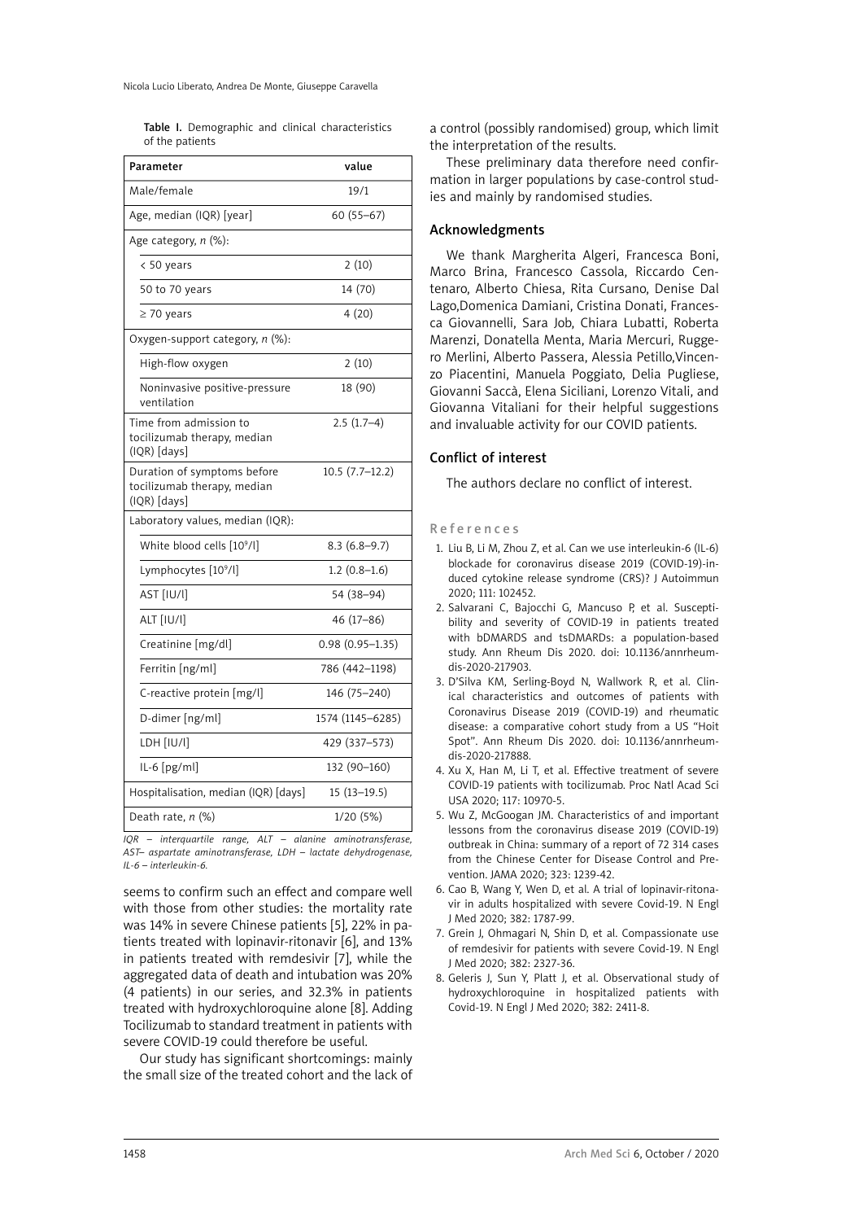Table I. Demographic and clinical characteristics of the patients

| Parameter | value |
|---|---|
| Male/female | 19/1 |
| Age, median (IQR) [year] | 60 (55–67) |
| Age category, *n* (%): | |
| < 50 years | 2 (10) |
| 50 to 70 years | 14 (70) |
| ≥ 70 years | 4 (20) |
| Oxygen-support category, *n* (%): | |
| High-flow oxygen | 2 (10) |
| Noninvasive positive-pressure ventilation | 18 (90) |
| Time from admission to tocilizumab therapy, median (IQR) [days] | 2.5 (1.7–4) |
| Duration of symptoms before tocilizumab therapy, median (IQR) [days] | 10.5 (7.7–12.2) |
| Laboratory values, median (IQR): | |
| White blood cells [$10^9$/l] | 8.3 (6.8–9.7) |
| Lymphocytes [$10^9$/l] | 1.2 (0.8–1.6) |
| AST [IU/l] | 54 (38–94) |
| ALT [IU/l] | 46 (17–86) |
| Creatinine [mg/dl] | 0.98 (0.95–1.35) |
| Ferritin [ng/ml] | 786 (442–1198) |
| C-reactive protein [mg/l] | 146 (75–240) |
| D-dimer [ng/ml] | 1574 (1145–6285) |
| LDH [IU/l] | 429 (337–573) |
| IL-6 [pg/ml] | 132 (90–160) |
| Hospitalisation, median (IQR) [days] | 15 (13–19.5) |
| Death rate, *n* (%) | 1/20 (5%) |

*IQR – interquartile range, ALT – alanine aminotransferase, AST– aspartate aminotransferase, LDH – lactate dehydrogenase, IL-6 – interleukin-6.*

seems to confirm such an effect and compare well with those from other studies: the mortality rate was 14% in severe Chinese patients [5], 22% in patients treated with lopinavir-ritonavir [6], and 13% in patients treated with remdesivir [7], while the aggregated data of death and intubation was 20% (4 patients) in our series, and 32.3% in patients treated with hydroxychloroquine alone [8]. Adding Tocilizumab to standard treatment in patients with severe COVID-19 could therefore be useful.

Our study has significant shortcomings: mainly the small size of the treated cohort and the lack of a control (possibly randomised) group, which limit the interpretation of the results.

These preliminary data therefore need confirmation in larger populations by case-control studies and mainly by randomised studies.

## Acknowledgments

We thank Margherita Algeri, Francesca Boni, Marco Brina, Francesco Cassola, Riccardo Centenaro, Alberto Chiesa, Rita Cursano, Denise Dal Lago,Domenica Damiani, Cristina Donati, Francesca Giovannelli, Sara Job, Chiara Lubatti, Roberta Marenzi, Donatella Menta, Maria Mercuri, Ruggero Merlini, Alberto Passera, Alessia Petillo,Vincenzo Piacentini, Manuela Poggiato, Delia Pugliese, Giovanni Saccà, Elena Siciliani, Lorenzo Vitali, and Giovanna Vitaliani for their helpful suggestions and invaluable activity for our COVID patients.

## Conflict of interest

The authors declare no conflict of interest.

## References

1. Liu B, Li M, Zhou Z, et al. Can we use interleukin-6 (IL-6) blockade for coronavirus disease 2019 (COVID-19)-induced cytokine release syndrome (CRS)? J Autoimmun 2020; 111: 102452.
2. Salvarani C, Bajocchi G, Mancuso P, et al. Susceptibility and severity of COVID-19 in patients treated with bDMARDS and tsDMARDs: a population-based study. Ann Rheum Dis 2020. doi: 10.1136/annrheumdis-2020-217903.
3. D'Silva KM, Serling-Boyd N, Wallwork R, et al. Clinical characteristics and outcomes of patients with Coronavirus Disease 2019 (COVID-19) and rheumatic disease: a comparative cohort study from a US "Hoit Spot". Ann Rheum Dis 2020. doi: 10.1136/annrheumdis-2020-217888.
4. Xu X, Han M, Li T, et al. Effective treatment of severe COVID-19 patients with tocilizumab. Proc Natl Acad Sci USA 2020; 117: 10970-5.
5. Wu Z, McGoogan JM. Characteristics of and important lessons from the coronavirus disease 2019 (COVID-19) outbreak in China: summary of a report of 72 314 cases from the Chinese Center for Disease Control and Prevention. JAMA 2020; 323: 1239-42.
6. Cao B, Wang Y, Wen D, et al. A trial of lopinavir-ritonavir in adults hospitalized with severe Covid-19. N Engl J Med 2020; 382: 1787-99.
7. Grein J, Ohmagari N, Shin D, et al. Compassionate use of remdesivir for patients with severe Covid-19. N Engl J Med 2020; 382: 2327-36.
8. Geleris J, Sun Y, Platt J, et al. Observational study of hydroxychloroquine in hospitalized patients with Covid-19. N Engl J Med 2020; 382: 2411-8.